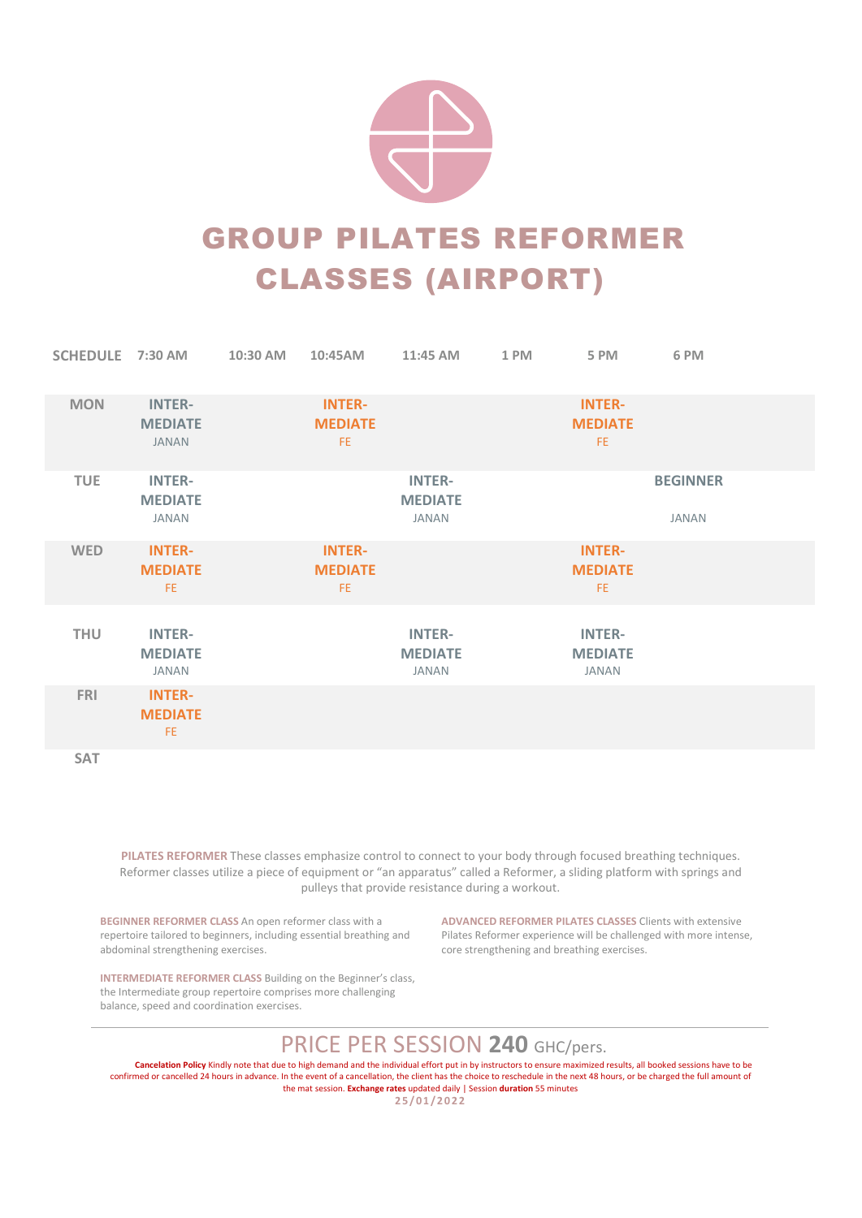# GROUP PILATES REFORMER CLASSES (AIRPORT)

| SCHEDULE | 7:30 AM | 10:30 AM | 10:45AM | 11:45 AM | 1 PM | 5 PM | 6 PM |
|---|---|---|---|---|---|---|---|
| MON | INTER-MEDIATE JANAN | | INTER-MEDIATE FE | | | INTER-MEDIATE FE | |
| TUE | INTER-MEDIATE JANAN | | | INTER-MEDIATE JANAN | | | BEGINNER JANAN |
| WED | INTER-MEDIATE FE | | INTER-MEDIATE FE | | | INTER-MEDIATE FE | |
| THU | INTER-MEDIATE JANAN | | | INTER-MEDIATE JANAN | | INTER-MEDIATE JANAN | |
| FRI | INTER-MEDIATE FE | | | | | | |
| SAT | | | | | | | |

**PILATES REFORMER** These classes emphasize control to connect to your body through focused breathing techniques. Reformer classes utilize a piece of equipment or "an apparatus" called a Reformer, a sliding platform with springs and pulleys that provide resistance during a workout.

**BEGINNER REFORMER CLASS** An open reformer class with a repertoire tailored to beginners, including essential breathing and abdominal strengthening exercises.

**INTERMEDIATE REFORMER CLASS** Building on the Beginner's class, the Intermediate group repertoire comprises more challenging balance, speed and coordination exercises.

**ADVANCED REFORMER PILATES CLASSES** Clients with extensive Pilates Reformer experience will be challenged with more intense, core strengthening and breathing exercises.

## PRICE PER SESSION **240** GHC/pers.

**Cancelation Policy** Kindly note that due to high demand and the individual effort put in by instructors to ensure maximized results, all booked sessions have to be confirmed or cancelled 24 hours in advance. In the event of a cancellation, the client has the choice to reschedule in the next 48 hours, or be charged the full amount of the mat session. **Exchange rates** updated daily | Session **duration** 55 minutes

**25/01/2022**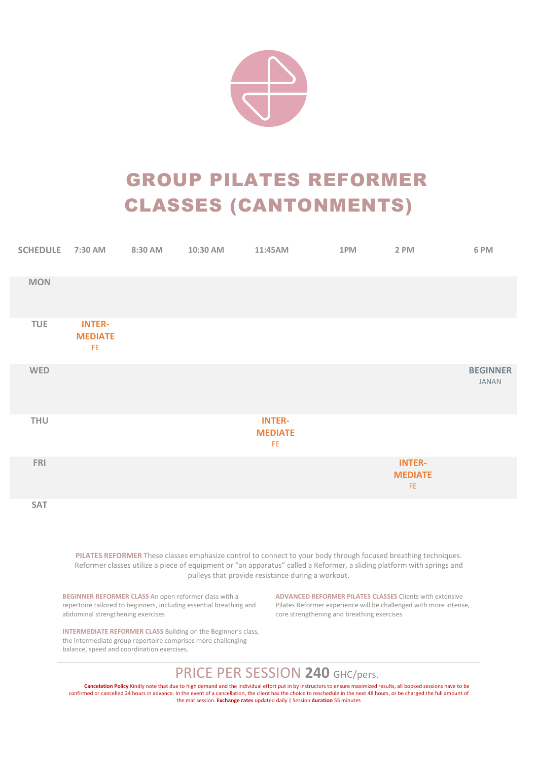# GROUP PILATES REFORMER CLASSES (CANTONMENTS)

| SCHEDULE | 7:30 AM | 8:30 AM | 10:30 AM | 11:45AM | 1PM | 2 PM | 6 PM |
|---|---|---|---|---|---|---|---|
| MON | | | | | | | |
| TUE | **INTER-MEDIATE** FE | | | | | | |
| WED | | | | | | | **BEGINNER** JANAN |
| THU | | | | **INTER-MEDIATE** FE | | | |
| FRI | | | | | | **INTER-MEDIATE** FE | |
| SAT | | | | | | | |

**PILATES REFORMER** These classes emphasize control to connect to your body through focused breathing techniques. Reformer classes utilize a piece of equipment or "an apparatus" called a Reformer, a sliding platform with springs and pulleys that provide resistance during a workout.

**BEGINNER REFORMER CLASS** An open reformer class with a repertoire tailored to beginners, including essential breathing and abdominal strengthening exercises

**INTERMEDIATE REFORMER CLASS** Building on the Beginner's class, the Intermediate group repertoire comprises more challenging balance, speed and coordination exercises.

**ADVANCED REFORMER PILATES CLASSES** Clients with extensive Pilates Reformer experience will be challenged with more intense, core strengthening and breathing exercises

---

PRICE PER SESSION **240** GHC/pers.

**Cancelation Policy** Kindly note that due to high demand and the individual effort put in by instructors to ensure maximized results, all booked sessions have to be confirmed or cancelled 24 hours in advance. In the event of a cancellation, the client has the choice to reschedule in the next 48 hours, or be charged the full amount of the mat session. **Exchange rates** updated daily | Session **duration** 55 minutes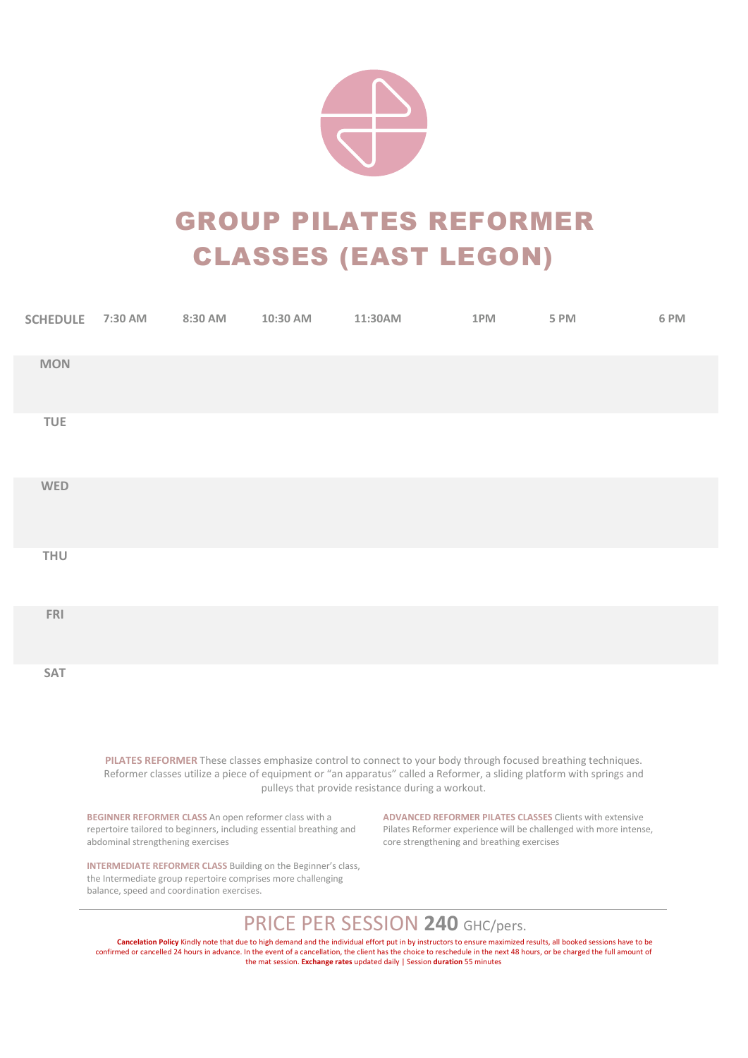# GROUP PILATES REFORMER CLASSES (EAST LEGON)

| SCHEDULE | 7:30 AM | 8:30 AM | 10:30 AM | 11:30AM | 1PM | 5 PM | 6 PM |
|---|---|---|---|---|---|---|---|
| MON | | | | | | | |
| TUE | | | | | | | |
| WED | | | | | | | |
| THU | | | | | | | |
| FRI | | | | | | | |
| SAT | | | | | | | |

**PILATES REFORMER** These classes emphasize control to connect to your body through focused breathing techniques. Reformer classes utilize a piece of equipment or "an apparatus" called a Reformer, a sliding platform with springs and pulleys that provide resistance during a workout.

**BEGINNER REFORMER CLASS** An open reformer class with a repertoire tailored to beginners, including essential breathing and abdominal strengthening exercises

**INTERMEDIATE REFORMER CLASS** Building on the Beginner's class, the Intermediate group repertoire comprises more challenging balance, speed and coordination exercises.

**ADVANCED REFORMER PILATES CLASSES** Clients with extensive Pilates Reformer experience will be challenged with more intense, core strengthening and breathing exercises

---

## PRICE PER SESSION **240** GHC/pers.

**Cancelation Policy** Kindly note that due to high demand and the individual effort put in by instructors to ensure maximized results, all booked sessions have to be confirmed or cancelled 24 hours in advance. In the event of a cancellation, the client has the choice to reschedule in the next 48 hours, or be charged the full amount of the mat session. **Exchange rates** updated daily | Session **duration** 55 minutes